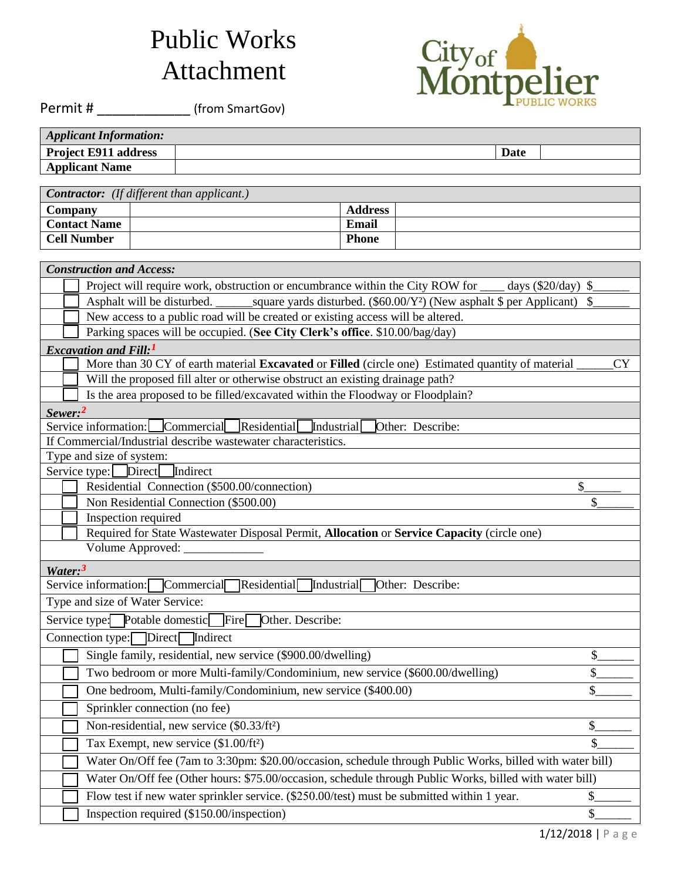# Public Works Attachment

City of Montpelier PUBLIC WORKS

Permit # ____________ (from SmartGov)

| ***Applicant Information:*** | | | |
|---|---|---|---|
| **Project E911 address** | | **Date** | |
| **Applicant Name** | | | |

| ***Contractor:*** *(If different than applicant.)* | | | |
|---|---|---|---|
| **Company** | | **Address** | |
| **Contact Name** | | **Email** | |
| **Cell Number** | | **Phone** | |

| ***Construction and Access:*** | |
|---|---|
| ☐ Project will require work, obstruction or encumbrance within the City ROW for ____ days ($20/day) | $______ |
| ☐ Asphalt will be disturbed. ______square yards disturbed. ($60.00/$Y^2$) (New asphalt $ per Applicant) | $______ |
| ☐ New access to a public road will be created or existing access will be altered. | |
| ☐ Parking spaces will be occupied. (**See City Clerk's office**. $10.00/bag/day) | |
| ***Excavation and Fill:***[1] | |
| ☐ More than 30 CY of earth material **Excavated** or **Filled** (circle one) Estimated quantity of material ______CY | |
| ☐ Will the proposed fill alter or otherwise obstruct an existing drainage path? | |
| ☐ Is the area proposed to be filled/excavated within the Floodway or Floodplain? | |
| ***Sewer:***[2] | |
| Service information: ☐ Commercial ☐ Residential ☐ Industrial ☐ Other: Describe: | |
| If Commercial/Industrial describe wastewater characteristics. | |
| Type and size of system: | |
| Service type: ☐ Direct ☐ Indirect | |
| ☐ Residential Connection ($500.00/connection) | $______ |
| ☐ Non Residential Connection ($500.00) | $______ |
| ☐ Inspection required | |
| ☐ Required for State Wastewater Disposal Permit, **Allocation** or **Service Capacity** (circle one) | |
| Volume Approved: _____________ | |
| ***Water:***[3] | |
| Service information: ☐ Commercial ☐ Residential ☐ Industrial ☐ Other: Describe: | |
| Type and size of Water Service: | |
| Service type: ☐ Potable domestic ☐ Fire ☐ Other. Describe: | |
| Connection type: ☐ Direct ☐ Indirect | |
| ☐ Single family, residential, new service ($900.00/dwelling) | $______ |
| ☐ Two bedroom or more Multi-family/Condominium, new service ($600.00/dwelling) | $______ |
| ☐ One bedroom, Multi-family/Condominium, new service ($400.00) | $______ |
| ☐ Sprinkler connection (no fee) | |
| ☐ Non-residential, new service ($0.33/ft²) | $______ |
| ☐ Tax Exempt, new service ($1.00/ft²) | $______ |
| ☐ Water On/Off fee (7am to 3:30pm: $20.00/occasion, schedule through Public Works, billed with water bill) | |
| ☐ Water On/Off fee (Other hours: $75.00/occasion, schedule through Public Works, billed with water bill) | |
| ☐ Flow test if new water sprinkler service. ($250.00/test) must be submitted within 1 year. | $______ |
| ☐ Inspection required ($150.00/inspection) | $______ |

1/12/2018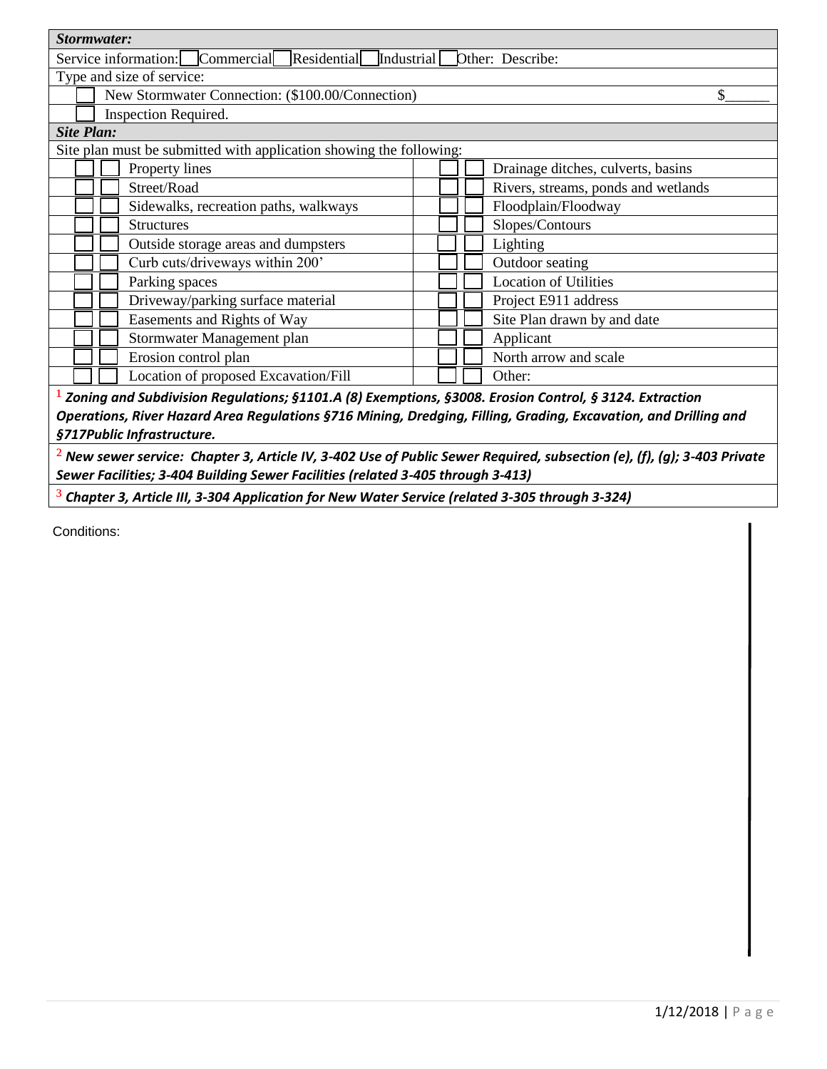| **_Stormwater:_** | |
|---|---|
| Service information: ☐ Commercial ☐ Residential ☐ Industrial ☐ Other: Describe: | |
| Type and size of service: | |
| ☐ New Stormwater Connection: ($100.00/Connection) | $______ |
| ☐ Inspection Required. | |

| **_Site Plan:_** | | | | | |
|---|---|---|---|---|---|
| Site plan must be submitted with application showing the following: | | | | | |
| ☐ | ☐ | Property lines | ☐ | ☐ | Drainage ditches, culverts, basins |
| ☐ | ☐ | Street/Road | ☐ | ☐ | Rivers, streams, ponds and wetlands |
| ☐ | ☐ | Sidewalks, recreation paths, walkways | ☐ | ☐ | Floodplain/Floodway |
| ☐ | ☐ | Structures | ☐ | ☐ | Slopes/Contours |
| ☐ | ☐ | Outside storage areas and dumpsters | ☐ | ☐ | Lighting |
| ☐ | ☐ | Curb cuts/driveways within 200' | ☐ | ☐ | Outdoor seating |
| ☐ | ☐ | Parking spaces | ☐ | ☐ | Location of Utilities |
| ☐ | ☐ | Driveway/parking surface material | ☐ | ☐ | Project E911 address |
| ☐ | ☐ | Easements and Rights of Way | ☐ | ☐ | Site Plan drawn by and date |
| ☐ | ☐ | Stormwater Management plan | ☐ | ☐ | Applicant |
| ☐ | ☐ | Erosion control plan | ☐ | ☐ | North arrow and scale |
| ☐ | ☐ | Location of proposed Excavation/Fill | ☐ | ☐ | Other: |

[1] ***Zoning and Subdivision Regulations; §1101.A (8) Exemptions, §3008. Erosion Control, § 3124. Extraction Operations, River Hazard Area Regulations §716 Mining, Dredging, Filling, Grading, Excavation, and Drilling and §717Public Infrastructure.***

[2] ***New sewer service: Chapter 3, Article IV, 3-402 Use of Public Sewer Required, subsection (e), (f), (g); 3-403 Private Sewer Facilities; 3-404 Building Sewer Facilities (related 3-405 through 3-413)***

[3] ***Chapter 3, Article III, 3-304 Application for New Water Service (related 3-305 through 3-324)***

Conditions: